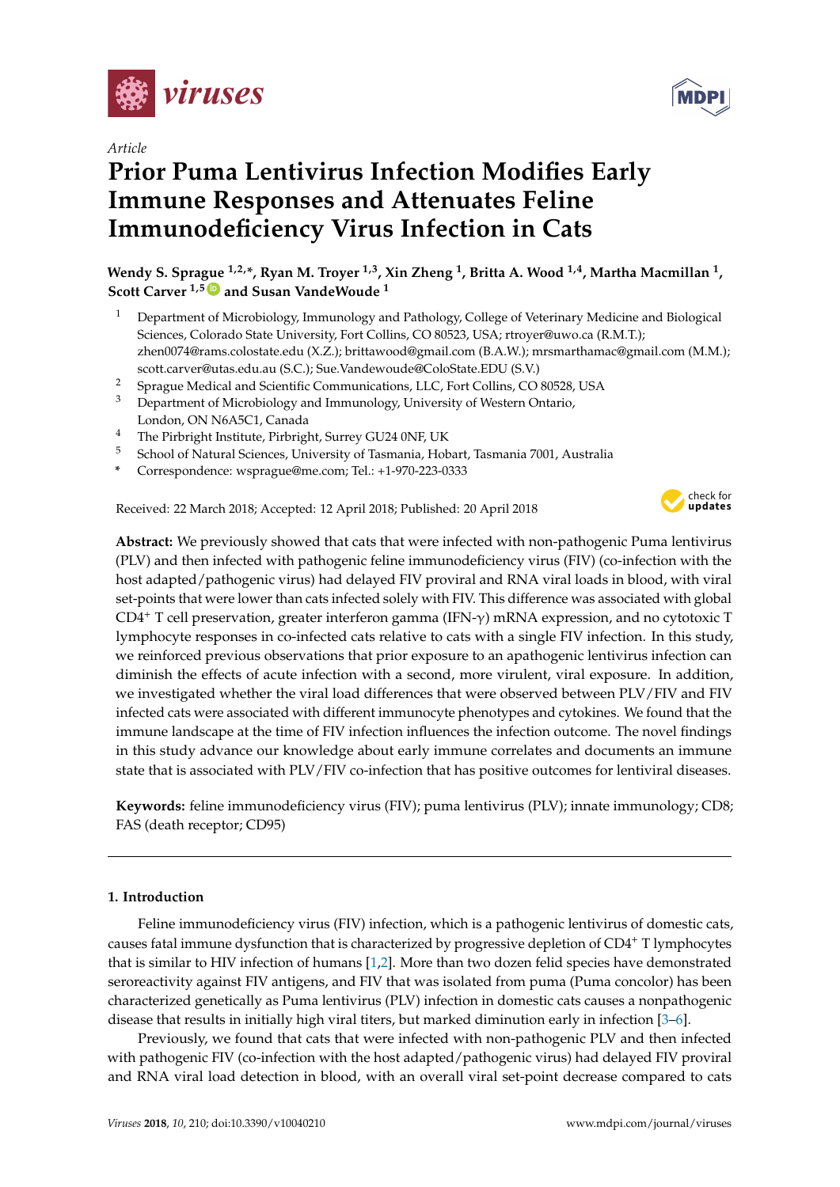Article

# Prior Puma Lentivirus Infection Modifies Early Immune Responses and Attenuates Feline Immunodeficiency Virus Infection in Cats

**Wendy S. Sprague [1,2,*], Ryan M. Troyer [1,3], Xin Zheng [1], Britta A. Wood [1,4], Martha Macmillan [1], Scott Carver [1,5] and Susan VandeWoude [1]**

[1] Department of Microbiology, Immunology and Pathology, College of Veterinary Medicine and Biological Sciences, Colorado State University, Fort Collins, CO 80523, USA; rtroyer@uwo.ca (R.M.T.); zhen0074@rams.colostate.edu (X.Z.); brittawood@gmail.com (B.A.W.); mrsmarthamac@gmail.com (M.M.); scott.carver@utas.edu.au (S.C.); Sue.Vandewoude@ColoState.EDU (S.V.)

[2] Sprague Medical and Scientific Communications, LLC, Fort Collins, CO 80528, USA

[3] Department of Microbiology and Immunology, University of Western Ontario, London, ON N6A5C1, Canada

[4] The Pirbright Institute, Pirbright, Surrey GU24 0NF, UK

[5] School of Natural Sciences, University of Tasmania, Hobart, Tasmania 7001, Australia

\* Correspondence: wsprague@me.com; Tel.: +1-970-223-0333

Received: 22 March 2018; Accepted: 12 April 2018; Published: 20 April 2018

**Abstract:** We previously showed that cats that were infected with non-pathogenic Puma lentivirus (PLV) and then infected with pathogenic feline immunodeficiency virus (FIV) (co-infection with the host adapted/pathogenic virus) had delayed FIV proviral and RNA viral loads in blood, with viral set-points that were lower than cats infected solely with FIV. This difference was associated with global $CD4^+$ T cell preservation, greater interferon gamma (IFN-$\gamma$) mRNA expression, and no cytotoxic T lymphocyte responses in co-infected cats relative to cats with a single FIV infection. In this study, we reinforced previous observations that prior exposure to an apathogenic lentivirus infection can diminish the effects of acute infection with a second, more virulent, viral exposure. In addition, we investigated whether the viral load differences that were observed between PLV/FIV and FIV infected cats were associated with different immunocyte phenotypes and cytokines. We found that the immune landscape at the time of FIV infection influences the infection outcome. The novel findings in this study advance our knowledge about early immune correlates and documents an immune state that is associated with PLV/FIV co-infection that has positive outcomes for lentiviral diseases.

**Keywords:** feline immunodeficiency virus (FIV); puma lentivirus (PLV); innate immunology; CD8; FAS (death receptor; CD95)

## 1. Introduction

Feline immunodeficiency virus (FIV) infection, which is a pathogenic lentivirus of domestic cats, causes fatal immune dysfunction that is characterized by progressive depletion of $CD4^+$ T lymphocytes that is similar to HIV infection of humans [1,2]. More than two dozen felid species have demonstrated seroreactivity against FIV antigens, and FIV that was isolated from puma (Puma concolor) has been characterized genetically as Puma lentivirus (PLV) infection in domestic cats causes a nonpathogenic disease that results in initially high viral titers, but marked diminution early in infection [3–6].

Previously, we found that cats that were infected with non-pathogenic PLV and then infected with pathogenic FIV (co-infection with the host adapted/pathogenic virus) had delayed FIV proviral and RNA viral load detection in blood, with an overall viral set-point decrease compared to cats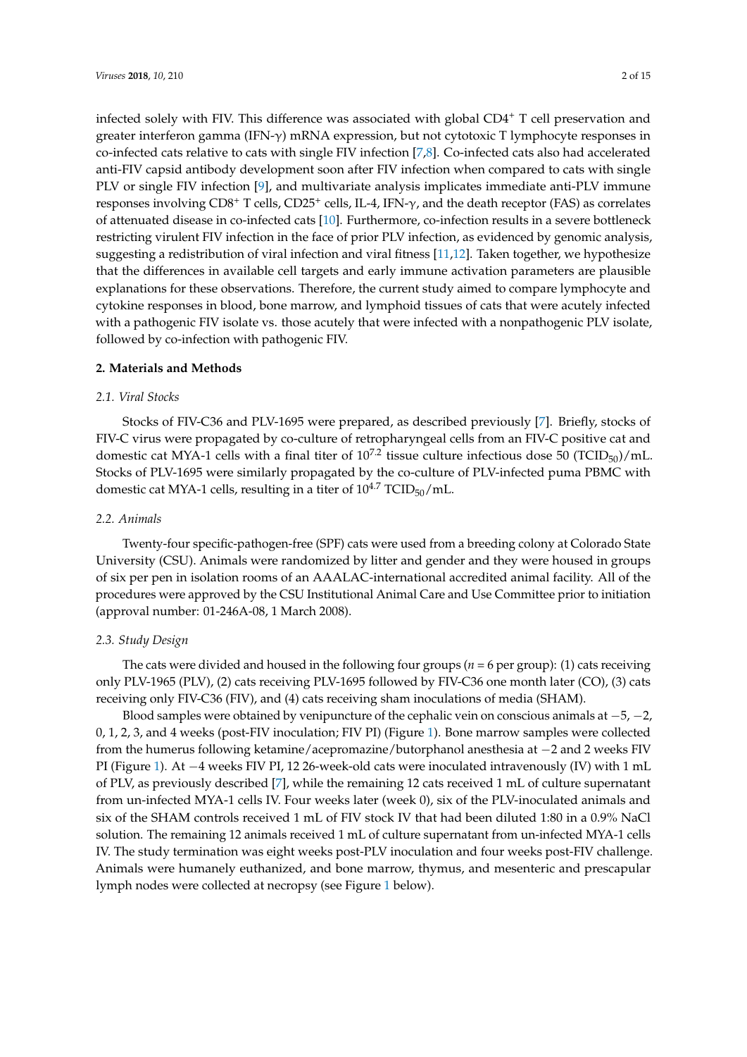infected solely with FIV. This difference was associated with global $CD4^+$ T cell preservation and greater interferon gamma (IFN-γ) mRNA expression, but not cytotoxic T lymphocyte responses in co-infected cats relative to cats with single FIV infection [7,8]. Co-infected cats also had accelerated anti-FIV capsid antibody development soon after FIV infection when compared to cats with single PLV or single FIV infection [9], and multivariate analysis implicates immediate anti-PLV immune responses involving $CD8^+$ T cells, $CD25^+$ cells, IL-4, IFN-γ, and the death receptor (FAS) as correlates of attenuated disease in co-infected cats [10]. Furthermore, co-infection results in a severe bottleneck restricting virulent FIV infection in the face of prior PLV infection, as evidenced by genomic analysis, suggesting a redistribution of viral infection and viral fitness [11,12]. Taken together, we hypothesize that the differences in available cell targets and early immune activation parameters are plausible explanations for these observations. Therefore, the current study aimed to compare lymphocyte and cytokine responses in blood, bone marrow, and lymphoid tissues of cats that were acutely infected with a pathogenic FIV isolate vs. those acutely that were infected with a nonpathogenic PLV isolate, followed by co-infection with pathogenic FIV.

## 2. Materials and Methods

### *2.1. Viral Stocks*

Stocks of FIV-C36 and PLV-1695 were prepared, as described previously [7]. Briefly, stocks of FIV-C virus were propagated by co-culture of retropharyngeal cells from an FIV-C positive cat and domestic cat MYA-1 cells with a final titer of $10^{7.2}$ tissue culture infectious dose 50 ($TCID_{50}$)/mL. Stocks of PLV-1695 were similarly propagated by the co-culture of PLV-infected puma PBMC with domestic cat MYA-1 cells, resulting in a titer of $10^{4.7}$ $TCID_{50}$/mL.

### *2.2. Animals*

Twenty-four specific-pathogen-free (SPF) cats were used from a breeding colony at Colorado State University (CSU). Animals were randomized by litter and gender and they were housed in groups of six per pen in isolation rooms of an AAALAC-international accredited animal facility. All of the procedures were approved by the CSU Institutional Animal Care and Use Committee prior to initiation (approval number: 01-246A-08, 1 March 2008).

### *2.3. Study Design*

The cats were divided and housed in the following four groups ($n = 6$ per group): (1) cats receiving only PLV-1965 (PLV), (2) cats receiving PLV-1695 followed by FIV-C36 one month later (CO), (3) cats receiving only FIV-C36 (FIV), and (4) cats receiving sham inoculations of media (SHAM).

Blood samples were obtained by venipuncture of the cephalic vein on conscious animals at −5, −2, 0, 1, 2, 3, and 4 weeks (post-FIV inoculation; FIV PI) (Figure 1). Bone marrow samples were collected from the humerus following ketamine/acepromazine/butorphanol anesthesia at −2 and 2 weeks FIV PI (Figure 1). At −4 weeks FIV PI, 12 26-week-old cats were inoculated intravenously (IV) with 1 mL of PLV, as previously described [7], while the remaining 12 cats received 1 mL of culture supernatant from un-infected MYA-1 cells IV. Four weeks later (week 0), six of the PLV-inoculated animals and six of the SHAM controls received 1 mL of FIV stock IV that had been diluted 1:80 in a 0.9% NaCl solution. The remaining 12 animals received 1 mL of culture supernatant from un-infected MYA-1 cells IV. The study termination was eight weeks post-PLV inoculation and four weeks post-FIV challenge. Animals were humanely euthanized, and bone marrow, thymus, and mesenteric and prescapular lymph nodes were collected at necropsy (see Figure 1 below).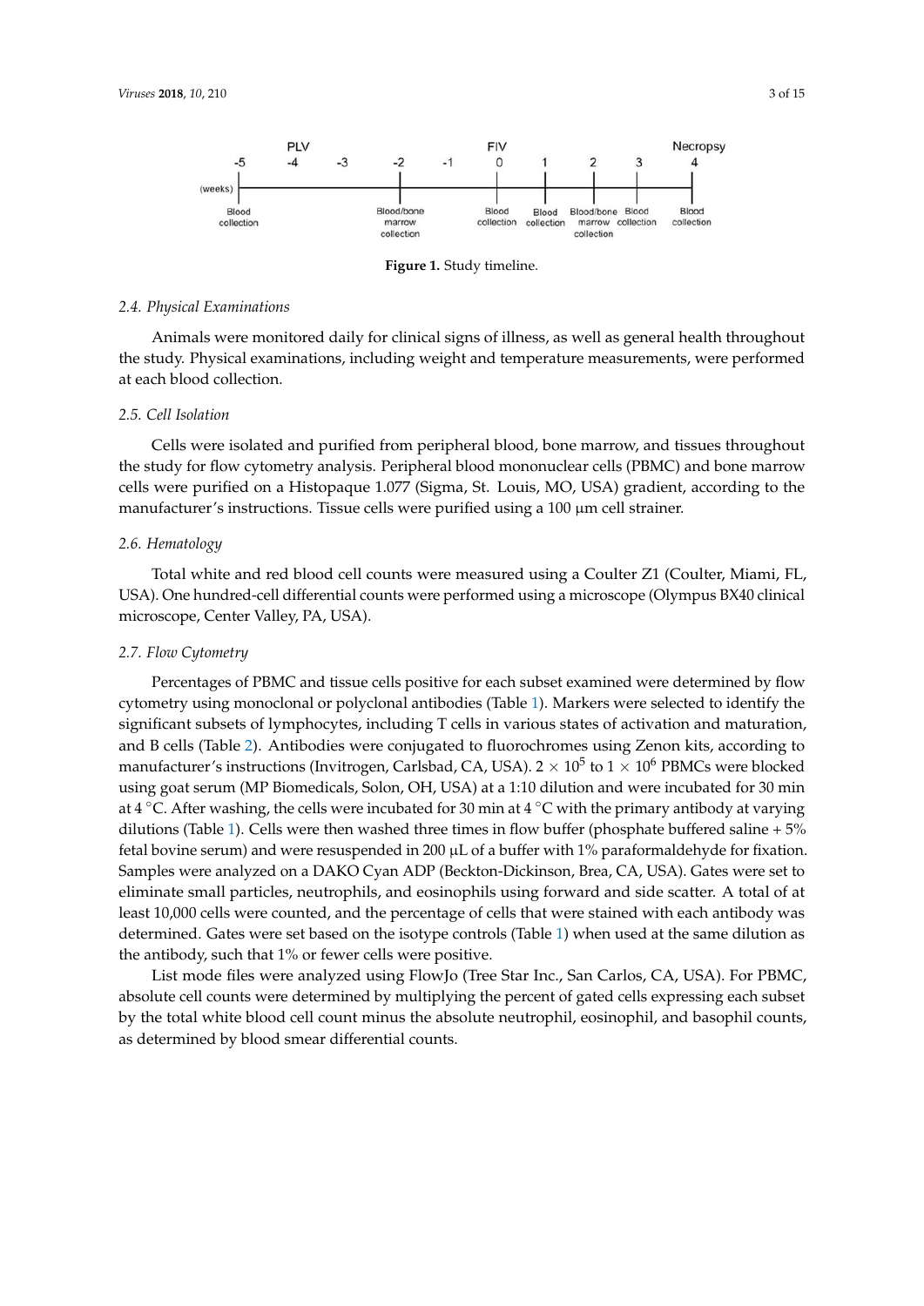Figure 1. Study timeline.

### 2.4. Physical Examinations

Animals were monitored daily for clinical signs of illness, as well as general health throughout the study. Physical examinations, including weight and temperature measurements, were performed at each blood collection.

### 2.5. Cell Isolation

Cells were isolated and purified from peripheral blood, bone marrow, and tissues throughout the study for flow cytometry analysis. Peripheral blood mononuclear cells (PBMC) and bone marrow cells were purified on a Histopaque 1.077 (Sigma, St. Louis, MO, USA) gradient, according to the manufacturer's instructions. Tissue cells were purified using a 100 μm cell strainer.

### 2.6. Hematology

Total white and red blood cell counts were measured using a Coulter Z1 (Coulter, Miami, FL, USA). One hundred-cell differential counts were performed using a microscope (Olympus BX40 clinical microscope, Center Valley, PA, USA).

### 2.7. Flow Cytometry

Percentages of PBMC and tissue cells positive for each subset examined were determined by flow cytometry using monoclonal or polyclonal antibodies (Table 1). Markers were selected to identify the significant subsets of lymphocytes, including T cells in various states of activation and maturation, and B cells (Table 2). Antibodies were conjugated to fluorochromes using Zenon kits, according to manufacturer's instructions (Invitrogen, Carlsbad, CA, USA). $2 \times 10^5$ to $1 \times 10^6$ PBMCs were blocked using goat serum (MP Biomedicals, Solon, OH, USA) at a 1:10 dilution and were incubated for 30 min at 4 °C. After washing, the cells were incubated for 30 min at 4 °C with the primary antibody at varying dilutions (Table 1). Cells were then washed three times in flow buffer (phosphate buffered saline + 5% fetal bovine serum) and were resuspended in 200 μL of a buffer with 1% paraformaldehyde for fixation. Samples were analyzed on a DAKO Cyan ADP (Beckton-Dickinson, Brea, CA, USA). Gates were set to eliminate small particles, neutrophils, and eosinophils using forward and side scatter. A total of at least 10,000 cells were counted, and the percentage of cells that were stained with each antibody was determined. Gates were set based on the isotype controls (Table 1) when used at the same dilution as the antibody, such that 1% or fewer cells were positive.

List mode files were analyzed using FlowJo (Tree Star Inc., San Carlos, CA, USA). For PBMC, absolute cell counts were determined by multiplying the percent of gated cells expressing each subset by the total white blood cell count minus the absolute neutrophil, eosinophil, and basophil counts, as determined by blood smear differential counts.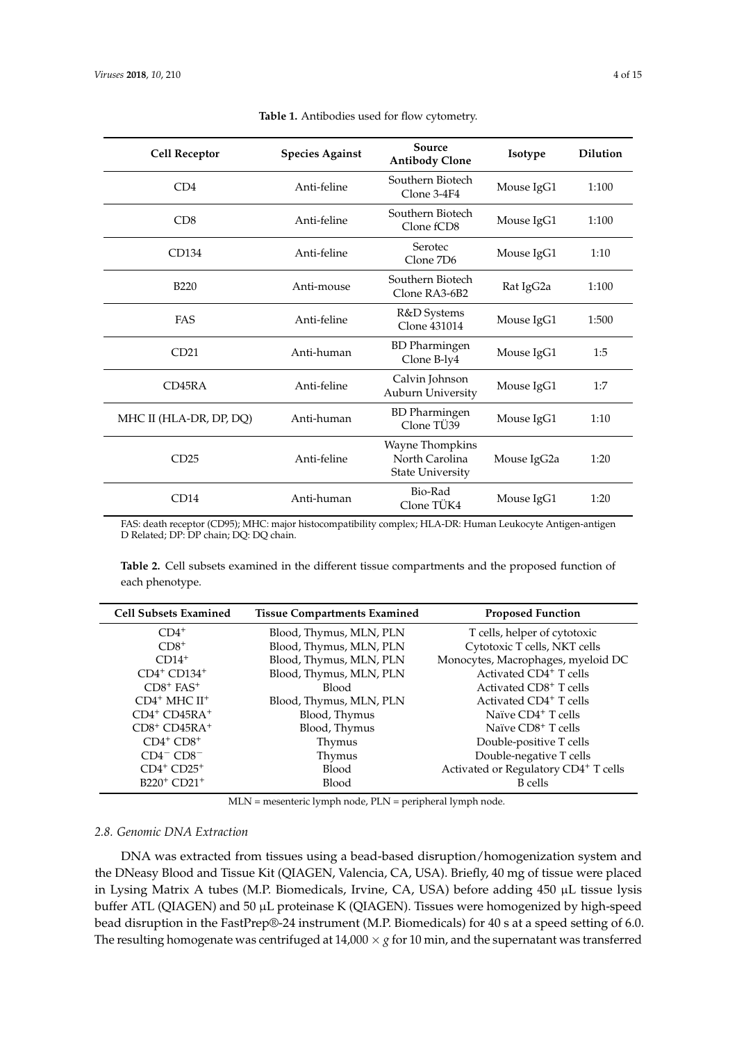**Table 1.** Antibodies used for flow cytometry.

| Cell Receptor | Species Against | Source Antibody Clone | Isotype | Dilution |
|---|---|---|---|---|
| CD4 | Anti-feline | Southern Biotech Clone 3-4F4 | Mouse IgG1 | 1:100 |
| CD8 | Anti-feline | Southern Biotech Clone fCD8 | Mouse IgG1 | 1:100 |
| CD134 | Anti-feline | Serotec Clone 7D6 | Mouse IgG1 | 1:10 |
| B220 | Anti-mouse | Southern Biotech Clone RA3-6B2 | Rat IgG2a | 1:100 |
| FAS | Anti-feline | R&D Systems Clone 431014 | Mouse IgG1 | 1:500 |
| CD21 | Anti-human | BD Pharmingen Clone B-ly4 | Mouse IgG1 | 1:5 |
| CD45RA | Anti-feline | Calvin Johnson Auburn University | Mouse IgG1 | 1:7 |
| MHC II (HLA-DR, DP, DQ) | Anti-human | BD Pharmingen Clone TÜ39 | Mouse IgG1 | 1:10 |
| CD25 | Anti-feline | Wayne Thompkins North Carolina State University | Mouse IgG2a | 1:20 |
| CD14 | Anti-human | Bio-Rad Clone TÜK4 | Mouse IgG1 | 1:20 |

FAS: death receptor (CD95); MHC: major histocompatibility complex; HLA-DR: Human Leukocyte Antigen-antigen D Related; DP: DP chain; DQ: DQ chain.

**Table 2.** Cell subsets examined in the different tissue compartments and the proposed function of each phenotype.

| Cell Subsets Examined | Tissue Compartments Examined | Proposed Function |
|---|---|---|
| $CD4^+$ | Blood, Thymus, MLN, PLN | T cells, helper of cytotoxic |
| $CD8^+$ | Blood, Thymus, MLN, PLN | Cytotoxic T cells, NKT cells |
| $CD14^+$ | Blood, Thymus, MLN, PLN | Monocytes, Macrophages, myeloid DC |
| $CD4^+$ $CD134^+$ | Blood, Thymus, MLN, PLN | Activated $CD4^+$ T cells |
| $CD8^+$ $FAS^+$ | Blood | Activated $CD8^+$ T cells |
| $CD4^+$ MHC $II^+$ | Blood, Thymus, MLN, PLN | Activated $CD4^+$ T cells |
| $CD4^+$ $CD45RA^+$ | Blood, Thymus | Naïve $CD4^+$ T cells |
| $CD8^+$ $CD45RA^+$ | Blood, Thymus | Naïve $CD8^+$ T cells |
| $CD4^+$ $CD8^+$ | Thymus | Double-positive T cells |
| $CD4^-$ $CD8^-$ | Thymus | Double-negative T cells |
| $CD4^+$ $CD25^+$ | Blood | Activated or Regulatory $CD4^+$ T cells |
| $B220^+$ $CD21^+$ | Blood | B cells |

MLN = mesenteric lymph node, PLN = peripheral lymph node.

### 2.8. Genomic DNA Extraction

DNA was extracted from tissues using a bead-based disruption/homogenization system and the DNeasy Blood and Tissue Kit (QIAGEN, Valencia, CA, USA). Briefly, 40 mg of tissue were placed in Lysing Matrix A tubes (M.P. Biomedicals, Irvine, CA, USA) before adding 450 µL tissue lysis buffer ATL (QIAGEN) and 50 µL proteinase K (QIAGEN). Tissues were homogenized by high-speed bead disruption in the FastPrep®-24 instrument (M.P. Biomedicals) for 40 s at a speed setting of 6.0. The resulting homogenate was centrifuged at $14,000 \times g$ for 10 min, and the supernatant was transferred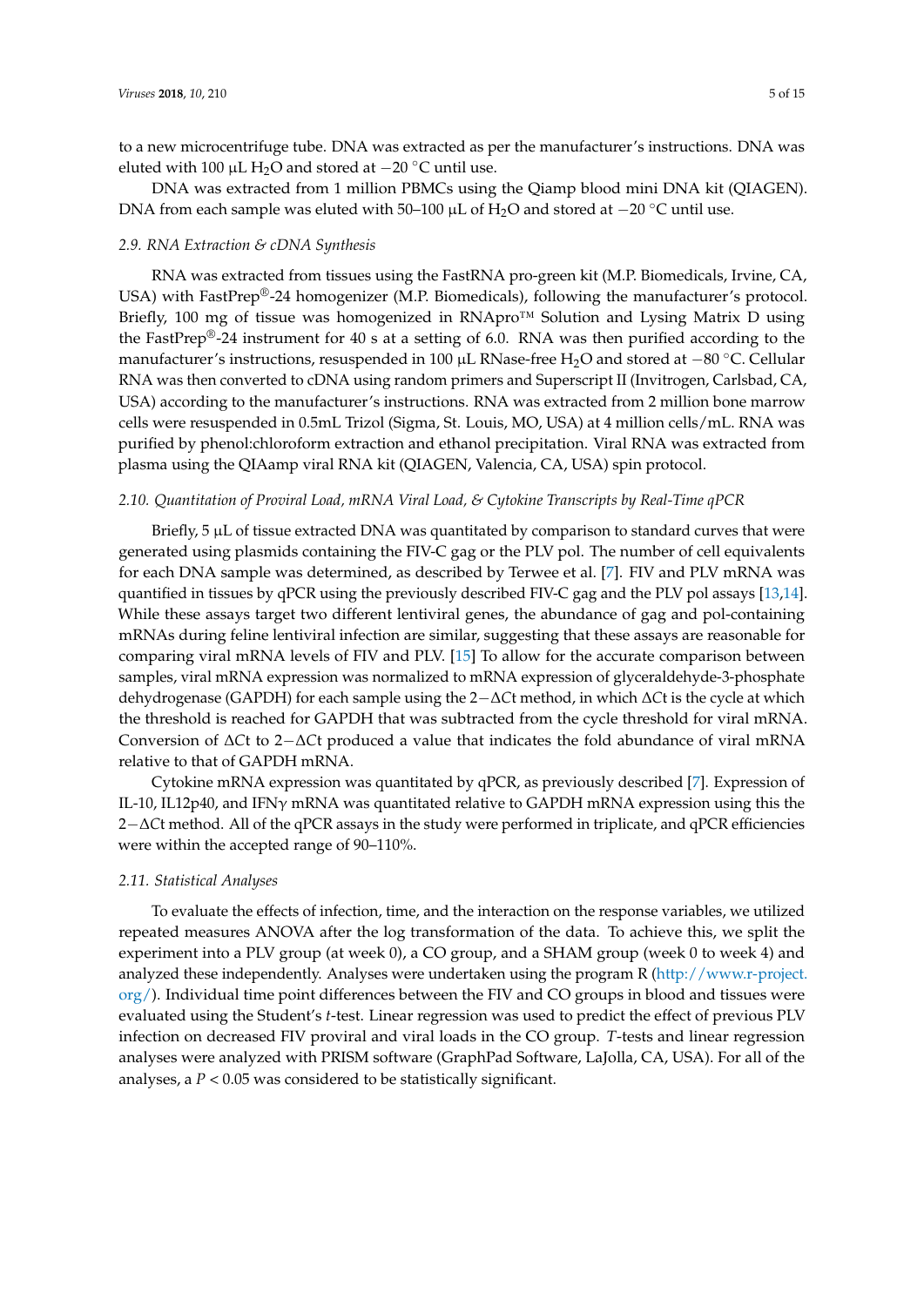to a new microcentrifuge tube. DNA was extracted as per the manufacturer's instructions. DNA was eluted with 100 µL $H_2O$ and stored at −20 °C until use.

DNA was extracted from 1 million PBMCs using the Qiamp blood mini DNA kit (QIAGEN). DNA from each sample was eluted with 50–100 µL of $H_2O$ and stored at −20 °C until use.

### 2.9. RNA Extraction & cDNA Synthesis

RNA was extracted from tissues using the FastRNA pro-green kit (M.P. Biomedicals, Irvine, CA, USA) with FastPrep®-24 homogenizer (M.P. Biomedicals), following the manufacturer's protocol. Briefly, 100 mg of tissue was homogenized in RNApro™ Solution and Lysing Matrix D using the FastPrep®-24 instrument for 40 s at a setting of 6.0. RNA was then purified according to the manufacturer's instructions, resuspended in 100 µL RNase-free $H_2O$ and stored at −80 °C. Cellular RNA was then converted to cDNA using random primers and Superscript II (Invitrogen, Carlsbad, CA, USA) according to the manufacturer's instructions. RNA was extracted from 2 million bone marrow cells were resuspended in 0.5mL Trizol (Sigma, St. Louis, MO, USA) at 4 million cells/mL. RNA was purified by phenol:chloroform extraction and ethanol precipitation. Viral RNA was extracted from plasma using the QIAamp viral RNA kit (QIAGEN, Valencia, CA, USA) spin protocol.

### 2.10. Quantitation of Proviral Load, mRNA Viral Load, & Cytokine Transcripts by Real-Time qPCR

Briefly, 5 µL of tissue extracted DNA was quantitated by comparison to standard curves that were generated using plasmids containing the FIV-C gag or the PLV pol. The number of cell equivalents for each DNA sample was determined, as described by Terwee et al. [7]. FIV and PLV mRNA was quantified in tissues by qPCR using the previously described FIV-C gag and the PLV pol assays [13,14]. While these assays target two different lentiviral genes, the abundance of gag and pol-containing mRNAs during feline lentiviral infection are similar, suggesting that these assays are reasonable for comparing viral mRNA levels of FIV and PLV. [15] To allow for the accurate comparison between samples, viral mRNA expression was normalized to mRNA expression of glyceraldehyde-3-phosphate dehydrogenase (GAPDH) for each sample using the $2-\Delta Ct$ method, in which $\Delta Ct$ is the cycle at which the threshold is reached for GAPDH that was subtracted from the cycle threshold for viral mRNA. Conversion of $\Delta Ct$ to $2-\Delta Ct$ produced a value that indicates the fold abundance of viral mRNA relative to that of GAPDH mRNA.

Cytokine mRNA expression was quantitated by qPCR, as previously described [7]. Expression of IL-10, IL12p40, and IFNγ mRNA was quantitated relative to GAPDH mRNA expression using this the $2-\Delta Ct$ method. All of the qPCR assays in the study were performed in triplicate, and qPCR efficiencies were within the accepted range of 90–110%.

### 2.11. Statistical Analyses

To evaluate the effects of infection, time, and the interaction on the response variables, we utilized repeated measures ANOVA after the log transformation of the data. To achieve this, we split the experiment into a PLV group (at week 0), a CO group, and a SHAM group (week 0 to week 4) and analyzed these independently. Analyses were undertaken using the program R (http://www.r-project.org/). Individual time point differences between the FIV and CO groups in blood and tissues were evaluated using the Student's *t*-test. Linear regression was used to predict the effect of previous PLV infection on decreased FIV proviral and viral loads in the CO group. *T*-tests and linear regression analyses were analyzed with PRISM software (GraphPad Software, LaJolla, CA, USA). For all of the analyses, a $P < 0.05$ was considered to be statistically significant.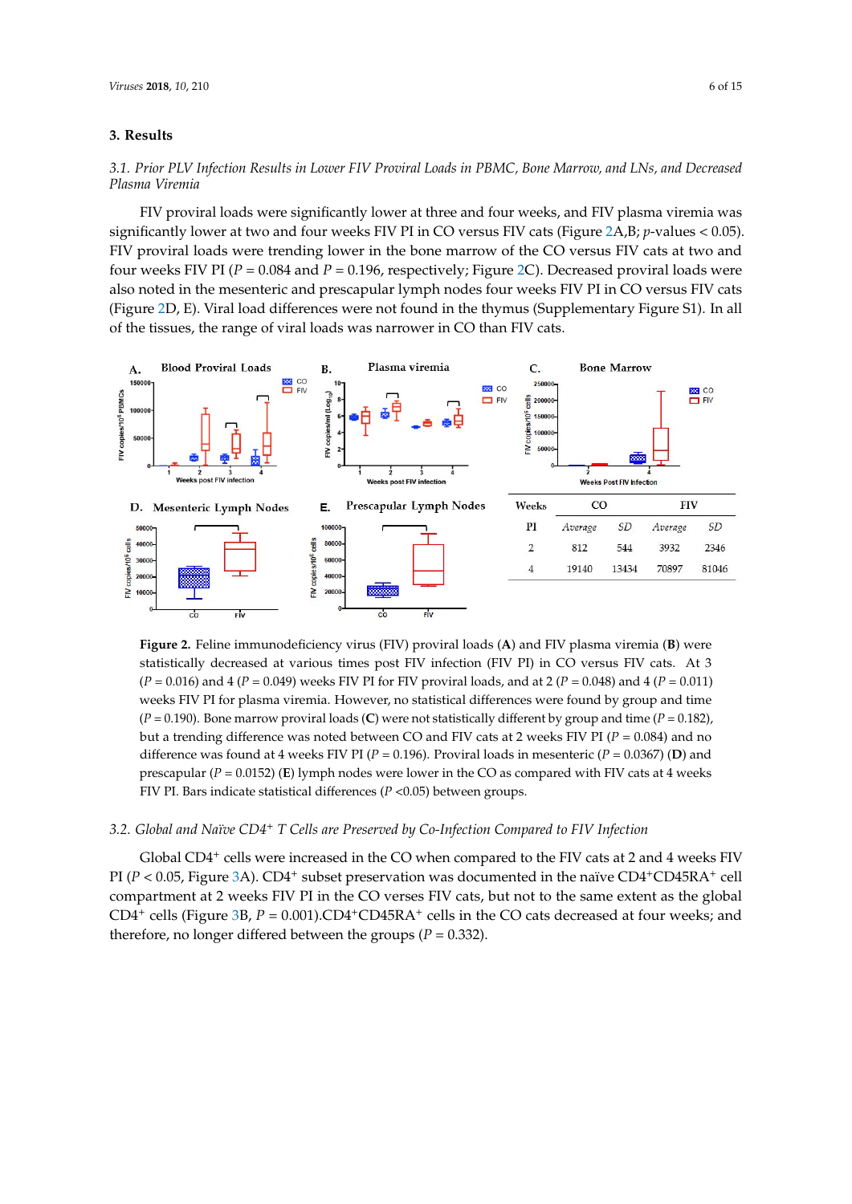## 3. Results

### *3.1. Prior PLV Infection Results in Lower FIV Proviral Loads in PBMC, Bone Marrow, and LNs, and Decreased Plasma Viremia*

FIV proviral loads were significantly lower at three and four weeks, and FIV plasma viremia was significantly lower at two and four weeks FIV PI in CO versus FIV cats (Figure 2A,B; *p*-values < 0.05). FIV proviral loads were trending lower in the bone marrow of the CO versus FIV cats at two and four weeks FIV PI ($P = 0.084$ and $P = 0.196$, respectively; Figure 2C). Decreased proviral loads were also noted in the mesenteric and prescapular lymph nodes four weeks FIV PI in CO versus FIV cats (Figure 2D, E). Viral load differences were not found in the thymus (Supplementary Figure S1). In all of the tissues, the range of viral loads was narrower in CO than FIV cats.

| Weeks PI | CO | | FIV | |
|---|---|---|---|---|
| | *Average* | *SD* | *Average* | *SD* |
| 2 | 812 | 544 | 3932 | 2346 |
| 4 | 19140 | 13434 | 70897 | 81046 |

**Figure 2.** Feline immunodeficiency virus (FIV) proviral loads (**A**) and FIV plasma viremia (**B**) were statistically decreased at various times post FIV infection (FIV PI) in CO versus FIV cats. At 3 ($P = 0.016$) and 4 ($P = 0.049$) weeks FIV PI for FIV proviral loads, and at 2 ($P = 0.048$) and 4 ($P = 0.011$) weeks FIV PI for plasma viremia. However, no statistical differences were found by group and time ($P = 0.190$). Bone marrow proviral loads (**C**) were not statistically different by group and time ($P = 0.182$), but a trending difference was noted between CO and FIV cats at 2 weeks FIV PI ($P = 0.084$) and no difference was found at 4 weeks FIV PI ($P = 0.196$). Proviral loads in mesenteric ($P = 0.0367$) (**D**) and prescapular ($P = 0.0152$) (**E**) lymph nodes were lower in the CO as compared with FIV cats at 4 weeks FIV PI. Bars indicate statistical differences ($P < 0.05$) between groups.

### *3.2. Global and Naïve CD4+ T Cells are Preserved by Co-Infection Compared to FIV Infection*

Global $CD4^+$ cells were increased in the CO when compared to the FIV cats at 2 and 4 weeks FIV PI ($P < 0.05$, Figure 3A). $CD4^+$ subset preservation was documented in the naïve $CD4^+CD45RA^+$ cell compartment at 2 weeks FIV PI in the CO verses FIV cats, but not to the same extent as the global $CD4^+$ cells (Figure 3B, $P = 0.001$). $CD4^+CD45RA^+$ cells in the CO cats decreased at four weeks; and therefore, no longer differed between the groups ($P = 0.332$).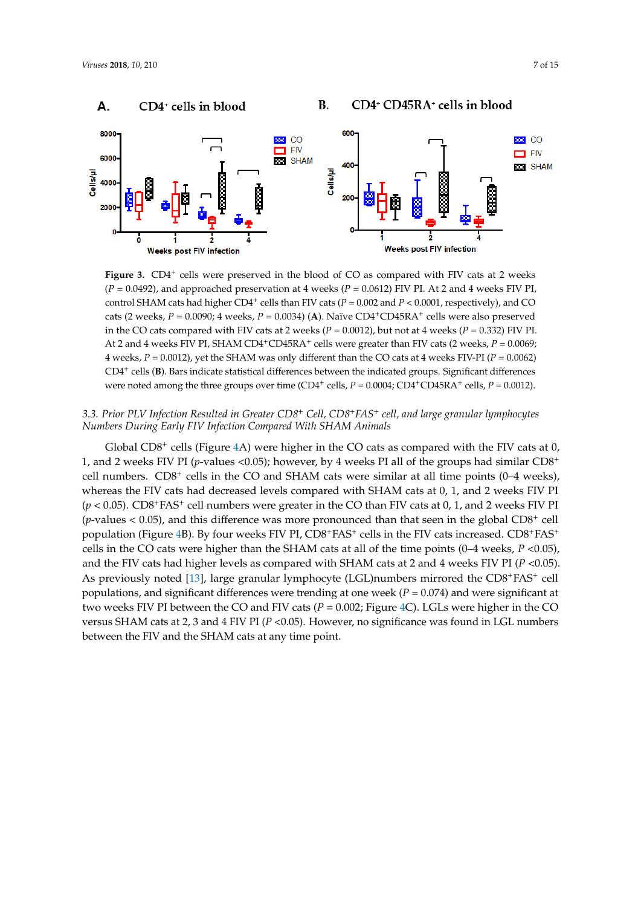**Figure 3.** $CD4^+$ cells were preserved in the blood of CO as compared with FIV cats at 2 weeks ($P = 0.0492$), and approached preservation at 4 weeks ($P = 0.0612$) FIV PI. At 2 and 4 weeks FIV PI, control SHAM cats had higher $CD4^+$ cells than FIV cats ($P = 0.002$ and $P < 0.0001$, respectively), and CO cats (2 weeks, $P = 0.0090$; 4 weeks, $P = 0.0034$) (**A**). Naïve $CD4^+CD45RA^+$ cells were also preserved in the CO cats compared with FIV cats at 2 weeks ($P = 0.0012$), but not at 4 weeks ($P = 0.332$) FIV PI. At 2 and 4 weeks FIV PI, SHAM $CD4^+CD45RA^+$ cells were greater than FIV cats (2 weeks, $P = 0.0069$; 4 weeks, $P = 0.0012$), yet the SHAM was only different than the CO cats at 4 weeks FIV-PI ($P = 0.0062$) $CD4^+$ cells (**B**). Bars indicate statistical differences between the indicated groups. Significant differences were noted among the three groups over time ($CD4^+$ cells, $P = 0.0004$; $CD4^+CD45RA^+$ cells, $P = 0.0012$).

### *3.3. Prior PLV Infection Resulted in Greater $CD8^+$ Cell, $CD8^+FAS^+$ cell, and large granular lymphocytes Numbers During Early FIV Infection Compared With SHAM Animals*

Global $CD8^+$ cells (Figure 4A) were higher in the CO cats as compared with the FIV cats at 0, 1, and 2 weeks FIV PI ($p$-values $<0.05$); however, by 4 weeks FIV PI all of the groups had similar $CD8^+$ cell numbers. $CD8^+$ cells in the CO and SHAM cats were similar at all time points (0–4 weeks), whereas the FIV cats had decreased levels compared with SHAM cats at 0, 1, and 2 weeks FIV PI ($p < 0.05$). $CD8^+FAS^+$ cell numbers were greater in the CO than FIV cats at 0, 1, and 2 weeks FIV PI ($p$-values $< 0.05$), and this difference was more pronounced than that seen in the global $CD8^+$ cell population (Figure 4B). By four weeks FIV PI, $CD8^+FAS^+$ cells in the FIV cats increased. $CD8^+FAS^+$ cells in the CO cats were higher than the SHAM cats at all of the time points (0–4 weeks, $P < 0.05$), and the FIV cats had higher levels as compared with SHAM cats at 2 and 4 weeks FIV PI ($P < 0.05$). As previously noted [13], large granular lymphocyte (LGL)numbers mirrored the $CD8^+FAS^+$ cell populations, and significant differences were trending at one week ($P = 0.074$) and were significant at two weeks FIV PI between the CO and FIV cats ($P = 0.002$; Figure 4C). LGLs were higher in the CO versus SHAM cats at 2, 3 and 4 FIV PI ($P < 0.05$). However, no significance was found in LGL numbers between the FIV and the SHAM cats at any time point.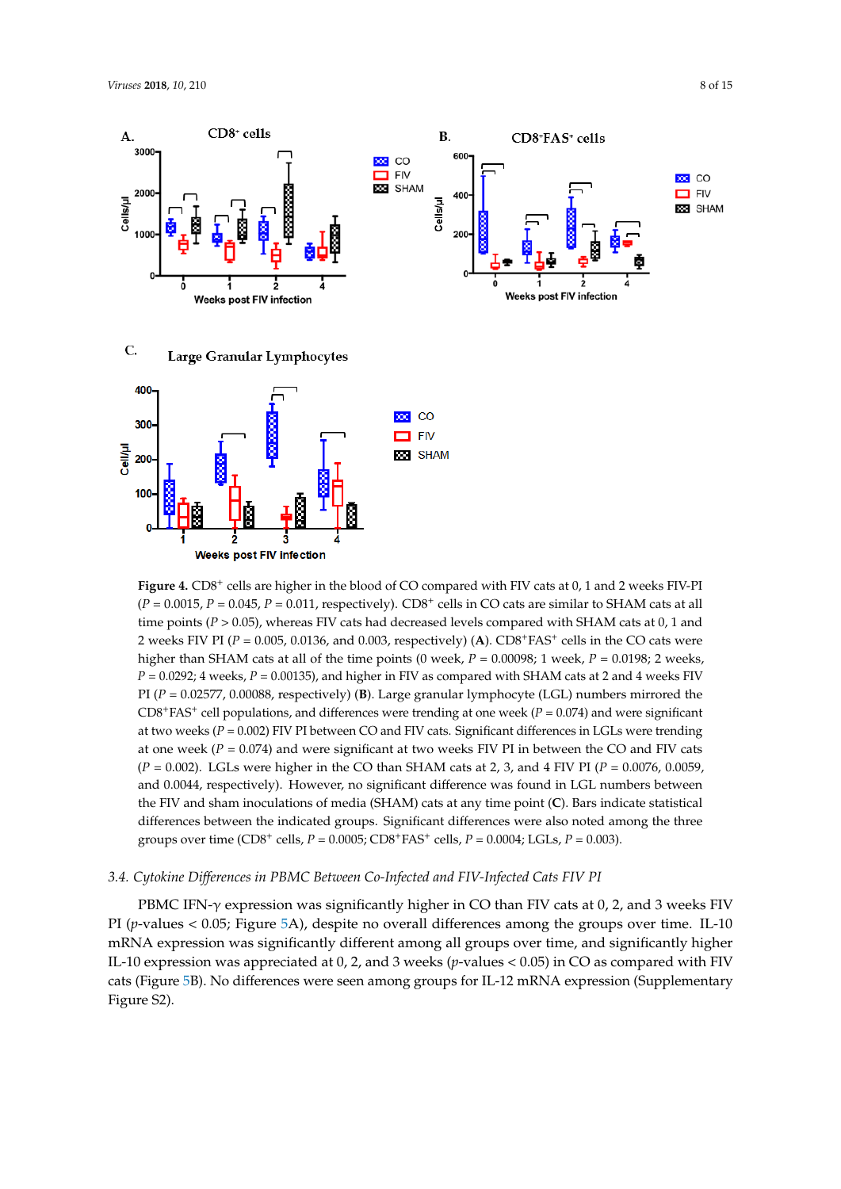**Figure 4.** $CD8^+$ cells are higher in the blood of CO compared with FIV cats at 0, 1 and 2 weeks FIV-PI ($P = 0.0015$, $P = 0.045$, $P = 0.011$, respectively). $CD8^+$ cells in CO cats are similar to SHAM cats at all time points ($P > 0.05$), whereas FIV cats had decreased levels compared with SHAM cats at 0, 1 and 2 weeks FIV PI ($P = 0.005$, 0.0136, and 0.003, respectively) (**A**). $CD8^+FAS^+$ cells in the CO cats were higher than SHAM cats at all of the time points (0 week, $P = 0.00098$; 1 week, $P = 0.0198$; 2 weeks, $P = 0.0292$; 4 weeks, $P = 0.00135$), and higher in FIV as compared with SHAM cats at 2 and 4 weeks FIV PI ($P = 0.02577$, 0.00088, respectively) (**B**). Large granular lymphocyte (LGL) numbers mirrored the $CD8^+FAS^+$ cell populations, and differences were trending at one week ($P = 0.074$) and were significant at two weeks ($P = 0.002$) FIV PI between CO and FIV cats. Significant differences in LGLs were trending at one week ($P = 0.074$) and were significant at two weeks FIV PI in between the CO and FIV cats ($P = 0.002$). LGLs were higher in the CO than SHAM cats at 2, 3, and 4 FIV PI ($P = 0.0076$, 0.0059, and 0.0044, respectively). However, no significant difference was found in LGL numbers between the FIV and sham inoculations of media (SHAM) cats at any time point (**C**). Bars indicate statistical differences between the indicated groups. Significant differences were also noted among the three groups over time ($CD8^+$ cells, $P = 0.0005$; $CD8^+FAS^+$ cells, $P = 0.0004$; LGLs, $P = 0.003$).

### *3.4. Cytokine Differences in PBMC Between Co-Infected and FIV-Infected Cats FIV PI*

PBMC IFN-γ expression was significantly higher in CO than FIV cats at 0, 2, and 3 weeks FIV PI ($p$-values $< 0.05$; Figure 5A), despite no overall differences among the groups over time. IL-10 mRNA expression was significantly different among all groups over time, and significantly higher IL-10 expression was appreciated at 0, 2, and 3 weeks ($p$-values $< 0.05$) in CO as compared with FIV cats (Figure 5B). No differences were seen among groups for IL-12 mRNA expression (Supplementary Figure S2).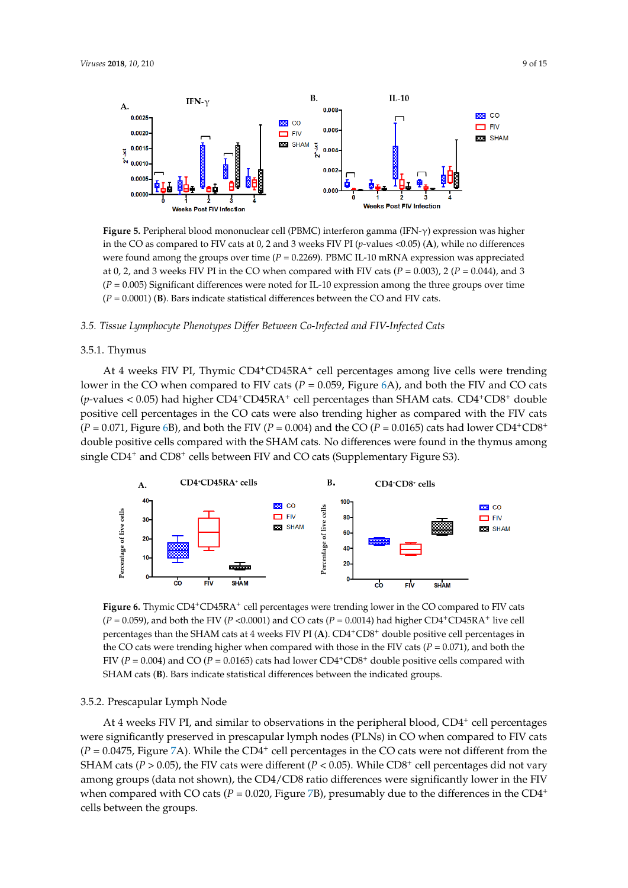**Figure 5.** Peripheral blood mononuclear cell (PBMC) interferon gamma (IFN-γ) expression was higher in the CO as compared to FIV cats at 0, 2 and 3 weeks FIV PI ($p$-values <0.05) (**A**), while no differences were found among the groups over time ($P = 0.2269$). PBMC IL-10 mRNA expression was appreciated at 0, 2, and 3 weeks FIV PI in the CO when compared with FIV cats ($P = 0.003$), 2 ($P = 0.044$), and 3 ($P = 0.005$) Significant differences were noted for IL-10 expression among the three groups over time ($P = 0.0001$) (**B**). Bars indicate statistical differences between the CO and FIV cats.

### 3.5. Tissue Lymphocyte Phenotypes Differ Between Co-Infected and FIV-Infected Cats

#### 3.5.1. Thymus

At 4 weeks FIV PI, Thymic $CD4^+CD45RA^+$ cell percentages among live cells were trending lower in the CO when compared to FIV cats ($P = 0.059$, Figure 6A), and both the FIV and CO cats ($p$-values < 0.05) had higher $CD4^+CD45RA^+$ cell percentages than SHAM cats. $CD4^+CD8^+$ double positive cell percentages in the CO cats were also trending higher as compared with the FIV cats ($P = 0.071$, Figure 6B), and both the FIV ($P = 0.004$) and the CO ($P = 0.0165$) cats had lower $CD4^+CD8^+$ double positive cells compared with the SHAM cats. No differences were found in the thymus among single $CD4^+$ and $CD8^+$ cells between FIV and CO cats (Supplementary Figure S3).

**Figure 6.** Thymic $CD4^+CD45RA^+$ cell percentages were trending lower in the CO compared to FIV cats ($P = 0.059$), and both the FIV ($P$ <0.0001) and CO cats ($P = 0.0014$) had higher $CD4^+CD45RA^+$ live cell percentages than the SHAM cats at 4 weeks FIV PI (**A**). $CD4^+CD8^+$ double positive cell percentages in the CO cats were trending higher when compared with those in the FIV cats ($P = 0.071$), and both the FIV ($P = 0.004$) and CO ($P = 0.0165$) cats had lower $CD4^+CD8^+$ double positive cells compared with SHAM cats (**B**). Bars indicate statistical differences between the indicated groups.

#### 3.5.2. Prescapular Lymph Node

At 4 weeks FIV PI, and similar to observations in the peripheral blood, $CD4^+$ cell percentages were significantly preserved in prescapular lymph nodes (PLNs) in CO when compared to FIV cats ($P = 0.0475$, Figure 7A). While the $CD4^+$ cell percentages in the CO cats were not different from the SHAM cats ($P > 0.05$), the FIV cats were different ($P < 0.05$). While $CD8^+$ cell percentages did not vary among groups (data not shown), the CD4/CD8 ratio differences were significantly lower in the FIV when compared with CO cats ($P = 0.020$, Figure 7B), presumably due to the differences in the $CD4^+$ cells between the groups.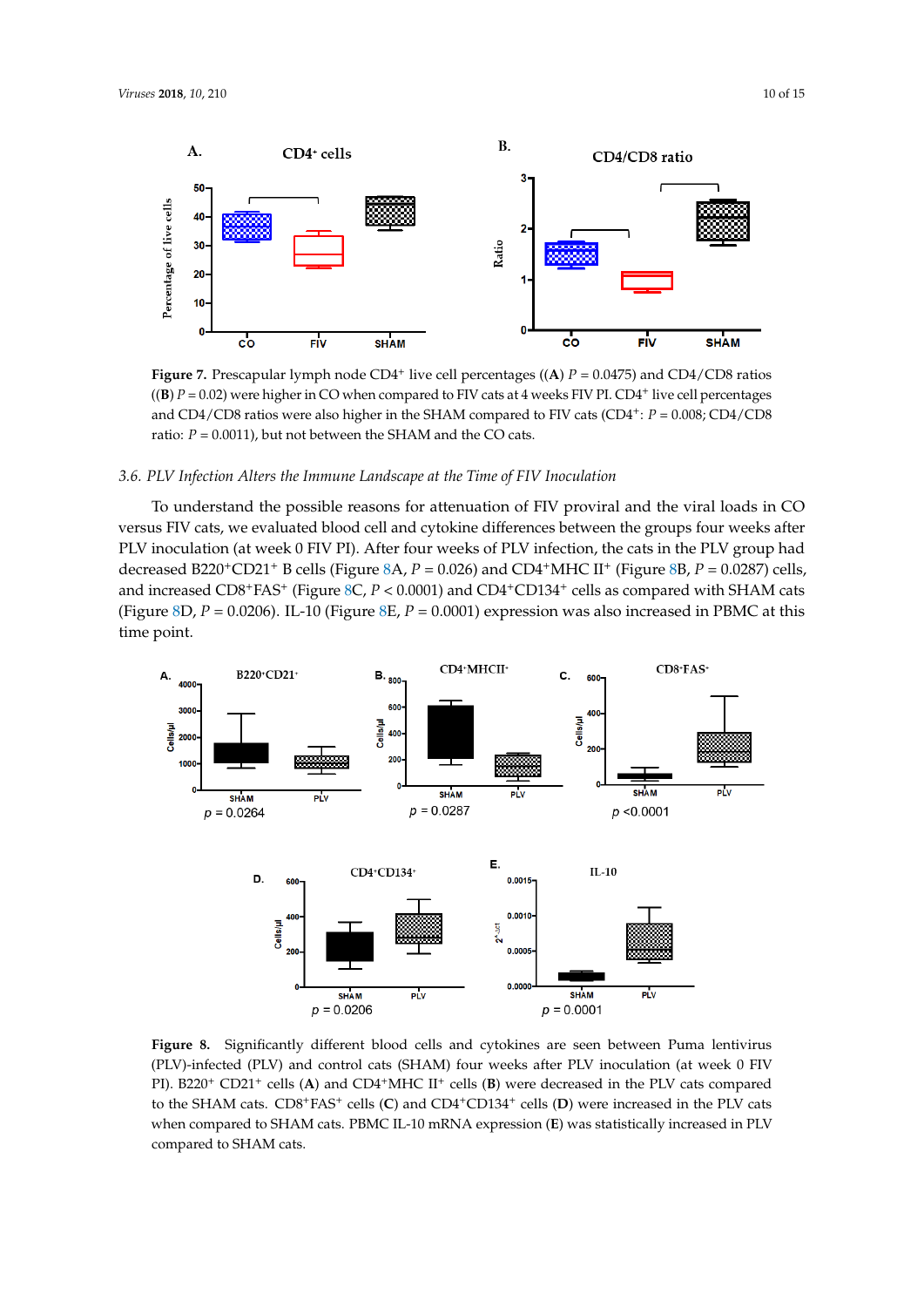**Figure 7.** Prescapular lymph node CD4$^+$ live cell percentages ((**A**) $P = 0.0475$) and CD4/CD8 ratios ((**B**) $P = 0.02$) were higher in CO when compared to FIV cats at 4 weeks FIV PI. CD4$^+$ live cell percentages and CD4/CD8 ratios were also higher in the SHAM compared to FIV cats (CD4$^+$: $P = 0.008$; CD4/CD8 ratio: $P = 0.0011$), but not between the SHAM and the CO cats.

### 3.6. PLV Infection Alters the Immune Landscape at the Time of FIV Inoculation

To understand the possible reasons for attenuation of FIV proviral and the viral loads in CO versus FIV cats, we evaluated blood cell and cytokine differences between the groups four weeks after PLV inoculation (at week 0 FIV PI). After four weeks of PLV infection, the cats in the PLV group had decreased B220$^+$CD21$^+$ B cells (Figure 8A, $P = 0.026$) and CD4$^+$MHC II$^+$ (Figure 8B, $P = 0.0287$) cells, and increased CD8$^+$FAS$^+$ (Figure 8C, $P < 0.0001$) and CD4$^+$CD134$^+$ cells as compared with SHAM cats (Figure 8D, $P = 0.0206$). IL-10 (Figure 8E, $P = 0.0001$) expression was also increased in PBMC at this time point.

**Figure 8.** Significantly different blood cells and cytokines are seen between Puma lentivirus (PLV)-infected (PLV) and control cats (SHAM) four weeks after PLV inoculation (at week 0 FIV PI). B220$^+$ CD21$^+$ cells (**A**) and CD4$^+$MHC II$^+$ cells (**B**) were decreased in the PLV cats compared to the SHAM cats. CD8$^+$FAS$^+$ cells (**C**) and CD4$^+$CD134$^+$ cells (**D**) were increased in the PLV cats when compared to SHAM cats. PBMC IL-10 mRNA expression (**E**) was statistically increased in PLV compared to SHAM cats.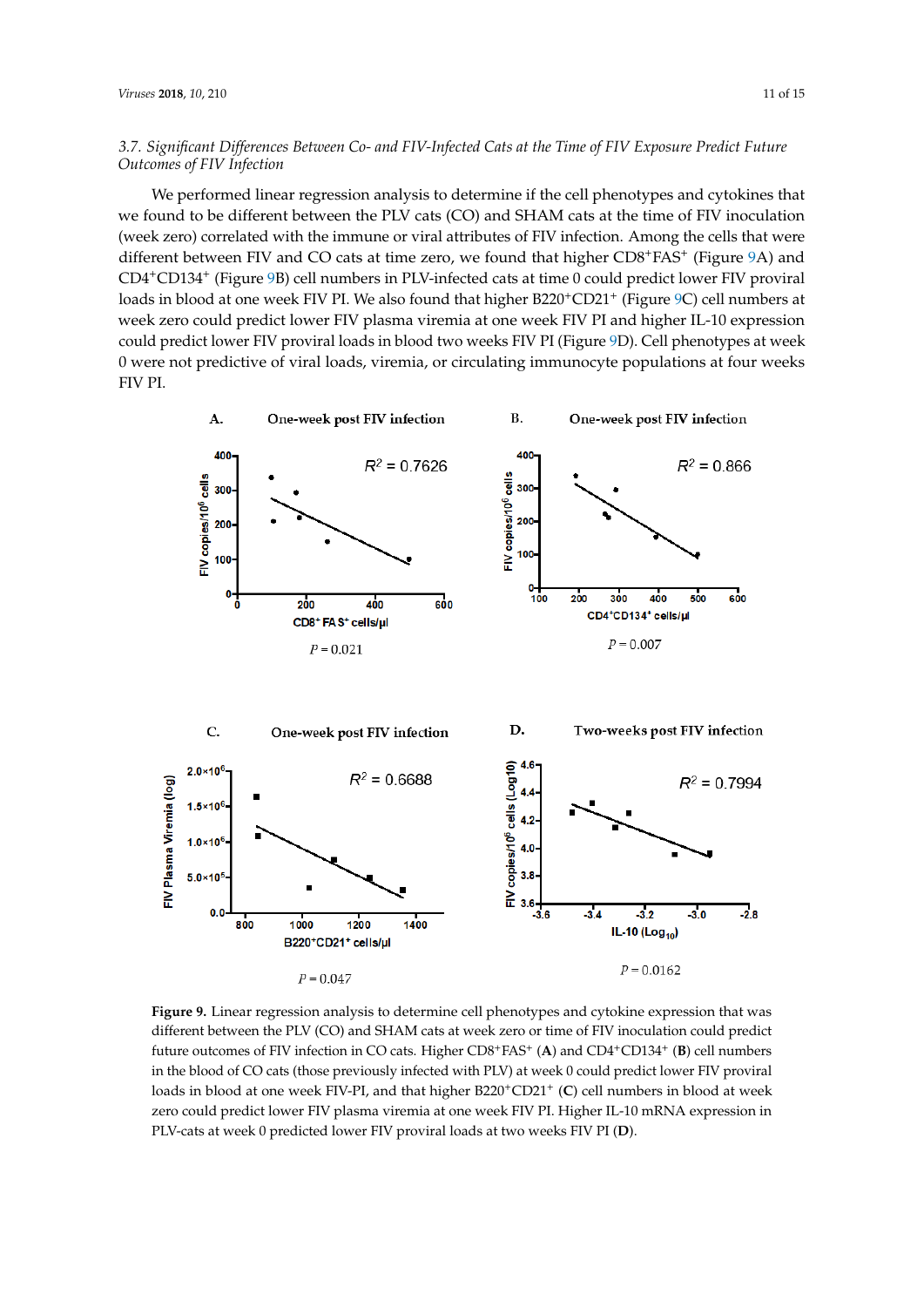### 3.7. Significant Differences Between Co- and FIV-Infected Cats at the Time of FIV Exposure Predict Future Outcomes of FIV Infection

We performed linear regression analysis to determine if the cell phenotypes and cytokines that we found to be different between the PLV cats (CO) and SHAM cats at the time of FIV inoculation (week zero) correlated with the immune or viral attributes of FIV infection. Among the cells that were different between FIV and CO cats at time zero, we found that higher $CD8^+FAS^+$ (Figure 9A) and $CD4^+CD134^+$ (Figure 9B) cell numbers in PLV-infected cats at time 0 could predict lower FIV proviral loads in blood at one week FIV PI. We also found that higher $B220^+CD21^+$ (Figure 9C) cell numbers at week zero could predict lower FIV plasma viremia at one week FIV PI and higher IL-10 expression could predict lower FIV proviral loads in blood two weeks FIV PI (Figure 9D). Cell phenotypes at week 0 were not predictive of viral loads, viremia, or circulating immunocyte populations at four weeks FIV PI.

**A.** One-week post FIV infection — $R^2 = 0.7626$; $P = 0.021$

**B.** One-week post FIV infection — $R^2 = 0.866$; $P = 0.007$

**C.** One-week post FIV infection — $R^2 = 0.6688$; $P = 0.047$

**D.** Two-weeks post FIV infection — $R^2 = 0.7994$; $P = 0.0162$

**Figure 9.** Linear regression analysis to determine cell phenotypes and cytokine expression that was different between the PLV (CO) and SHAM cats at week zero or time of FIV inoculation could predict future outcomes of FIV infection in CO cats. Higher $CD8^+FAS^+$ (**A**) and $CD4^+CD134^+$ (**B**) cell numbers in the blood of CO cats (those previously infected with PLV) at week 0 could predict lower FIV proviral loads in blood at one week FIV-PI, and that higher $B220^+CD21^+$ (**C**) cell numbers in blood at week zero could predict lower FIV plasma viremia at one week FIV PI. Higher IL-10 mRNA expression in PLV-cats at week 0 predicted lower FIV proviral loads at two weeks FIV PI (**D**).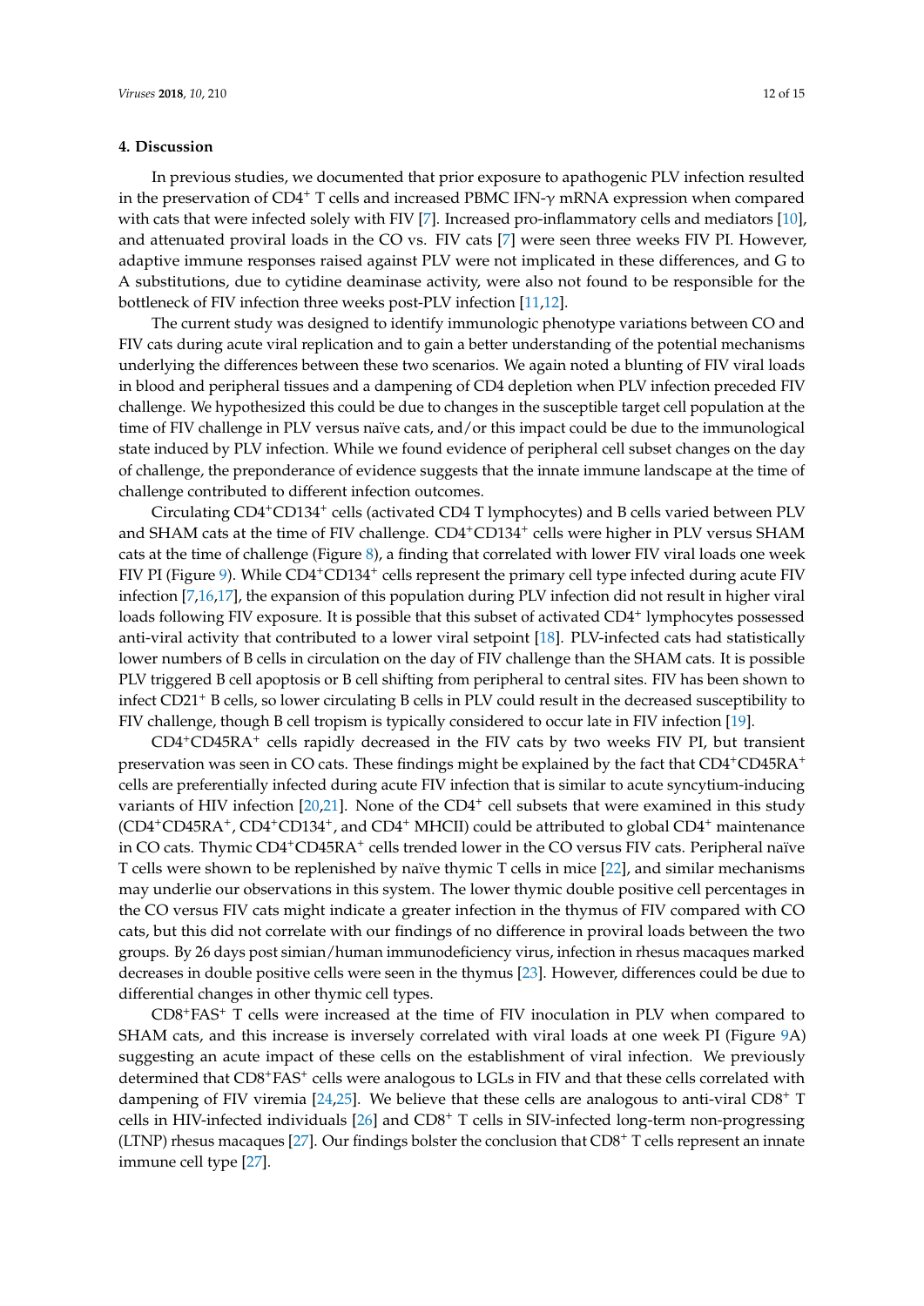## 4. Discussion

In previous studies, we documented that prior exposure to apathogenic PLV infection resulted in the preservation of CD4$^+$ T cells and increased PBMC IFN-$\gamma$ mRNA expression when compared with cats that were infected solely with FIV [7]. Increased pro-inflammatory cells and mediators [10], and attenuated proviral loads in the CO vs. FIV cats [7] were seen three weeks FIV PI. However, adaptive immune responses raised against PLV were not implicated in these differences, and G to A substitutions, due to cytidine deaminase activity, were also not found to be responsible for the bottleneck of FIV infection three weeks post-PLV infection [11,12].

The current study was designed to identify immunologic phenotype variations between CO and FIV cats during acute viral replication and to gain a better understanding of the potential mechanisms underlying the differences between these two scenarios. We again noted a blunting of FIV viral loads in blood and peripheral tissues and a dampening of CD4 depletion when PLV infection preceded FIV challenge. We hypothesized this could be due to changes in the susceptible target cell population at the time of FIV challenge in PLV versus naïve cats, and/or this impact could be due to the immunological state induced by PLV infection. While we found evidence of peripheral cell subset changes on the day of challenge, the preponderance of evidence suggests that the innate immune landscape at the time of challenge contributed to different infection outcomes.

Circulating CD4$^+$CD134$^+$ cells (activated CD4 T lymphocytes) and B cells varied between PLV and SHAM cats at the time of FIV challenge. CD4$^+$CD134$^+$ cells were higher in PLV versus SHAM cats at the time of challenge (Figure 8), a finding that correlated with lower FIV viral loads one week FIV PI (Figure 9). While CD4$^+$CD134$^+$ cells represent the primary cell type infected during acute FIV infection [7,16,17], the expansion of this population during PLV infection did not result in higher viral loads following FIV exposure. It is possible that this subset of activated CD4$^+$ lymphocytes possessed anti-viral activity that contributed to a lower viral setpoint [18]. PLV-infected cats had statistically lower numbers of B cells in circulation on the day of FIV challenge than the SHAM cats. It is possible PLV triggered B cell apoptosis or B cell shifting from peripheral to central sites. FIV has been shown to infect CD21$^+$ B cells, so lower circulating B cells in PLV could result in the decreased susceptibility to FIV challenge, though B cell tropism is typically considered to occur late in FIV infection [19].

CD4$^+$CD45RA$^+$ cells rapidly decreased in the FIV cats by two weeks FIV PI, but transient preservation was seen in CO cats. These findings might be explained by the fact that CD4$^+$CD45RA$^+$ cells are preferentially infected during acute FIV infection that is similar to acute syncytium-inducing variants of HIV infection [20,21]. None of the CD4$^+$ cell subsets that were examined in this study (CD4$^+$CD45RA$^+$, CD4$^+$CD134$^+$, and CD4$^+$ MHCII) could be attributed to global CD4$^+$ maintenance in CO cats. Thymic CD4$^+$CD45RA$^+$ cells trended lower in the CO versus FIV cats. Peripheral naïve T cells were shown to be replenished by naïve thymic T cells in mice [22], and similar mechanisms may underlie our observations in this system. The lower thymic double positive cell percentages in the CO versus FIV cats might indicate a greater infection in the thymus of FIV compared with CO cats, but this did not correlate with our findings of no difference in proviral loads between the two groups. By 26 days post simian/human immunodeficiency virus, infection in rhesus macaques marked decreases in double positive cells were seen in the thymus [23]. However, differences could be due to differential changes in other thymic cell types.

CD8$^+$FAS$^+$ T cells were increased at the time of FIV inoculation in PLV when compared to SHAM cats, and this increase is inversely correlated with viral loads at one week PI (Figure 9A) suggesting an acute impact of these cells on the establishment of viral infection. We previously determined that CD8$^+$FAS$^+$ cells were analogous to LGLs in FIV and that these cells correlated with dampening of FIV viremia [24,25]. We believe that these cells are analogous to anti-viral CD8$^+$ T cells in HIV-infected individuals [26] and CD8$^+$ T cells in SIV-infected long-term non-progressing (LTNP) rhesus macaques [27]. Our findings bolster the conclusion that CD8$^+$ T cells represent an innate immune cell type [27].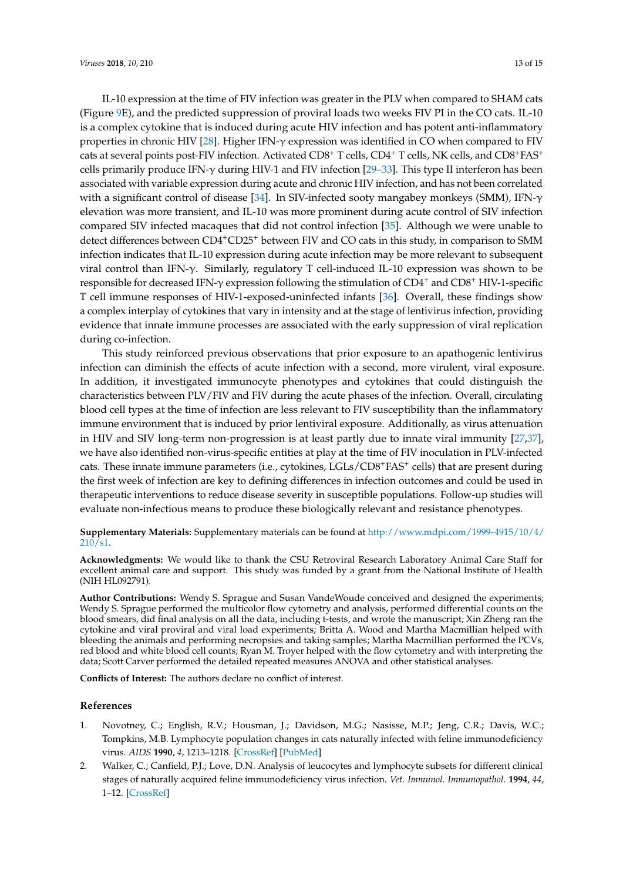IL-10 expression at the time of FIV infection was greater in the PLV when compared to SHAM cats (Figure 9E), and the predicted suppression of proviral loads two weeks FIV PI in the CO cats. IL-10 is a complex cytokine that is induced during acute HIV infection and has potent anti-inflammatory properties in chronic HIV [28]. Higher IFN-γ expression was identified in CO when compared to FIV cats at several points post-FIV infection. Activated CD8+ T cells, CD4+ T cells, NK cells, and CD8+FAS+ cells primarily produce IFN-γ during HIV-1 and FIV infection [29–33]. This type II interferon has been associated with variable expression during acute and chronic HIV infection, and has not been correlated with a significant control of disease [34]. In SIV-infected sooty mangabey monkeys (SMM), IFN-γ elevation was more transient, and IL-10 was more prominent during acute control of SIV infection compared SIV infected macaques that did not control infection [35]. Although we were unable to detect differences between CD4+CD25+ between FIV and CO cats in this study, in comparison to SMM infection indicates that IL-10 expression during acute infection may be more relevant to subsequent viral control than IFN-γ. Similarly, regulatory T cell-induced IL-10 expression was shown to be responsible for decreased IFN-γ expression following the stimulation of CD4+ and CD8+ HIV-1-specific T cell immune responses of HIV-1-exposed-uninfected infants [36]. Overall, these findings show a complex interplay of cytokines that vary in intensity and at the stage of lentivirus infection, providing evidence that innate immune processes are associated with the early suppression of viral replication during co-infection.

This study reinforced previous observations that prior exposure to an apathogenic lentivirus infection can diminish the effects of acute infection with a second, more virulent, viral exposure. In addition, it investigated immunocyte phenotypes and cytokines that could distinguish the characteristics between PLV/FIV and FIV during the acute phases of the infection. Overall, circulating blood cell types at the time of infection are less relevant to FIV susceptibility than the inflammatory immune environment that is induced by prior lentiviral exposure. Additionally, as virus attenuation in HIV and SIV long-term non-progression is at least partly due to innate viral immunity [27,37], we have also identified non-virus-specific entities at play at the time of FIV inoculation in PLV-infected cats. These innate immune parameters (i.e., cytokines, LGLs/CD8+FAS+ cells) that are present during the first week of infection are key to defining differences in infection outcomes and could be used in therapeutic interventions to reduce disease severity in susceptible populations. Follow-up studies will evaluate non-infectious means to produce these biologically relevant and resistance phenotypes.

**Supplementary Materials:** Supplementary materials can be found at http://www.mdpi.com/1999-4915/10/4/210/s1.

**Acknowledgments:** We would like to thank the CSU Retroviral Research Laboratory Animal Care Staff for excellent animal care and support. This study was funded by a grant from the National Institute of Health (NIH HL092791).

**Author Contributions:** Wendy S. Sprague and Susan VandeWoude conceived and designed the experiments; Wendy S. Sprague performed the multicolor flow cytometry and analysis, performed differential counts on the blood smears, did final analysis on all the data, including t-tests, and wrote the manuscript; Xin Zheng ran the cytokine and viral proviral and viral load experiments; Britta A. Wood and Martha Macmillian helped with bleeding the animals and performing necropsies and taking samples; Martha Macmillian performed the PCVs, red blood and white blood cell counts; Ryan M. Troyer helped with the flow cytometry and with interpreting the data; Scott Carver performed the detailed repeated measures ANOVA and other statistical analyses.

**Conflicts of Interest:** The authors declare no conflict of interest.

## References

1. Novotney, C.; English, R.V.; Housman, J.; Davidson, M.G.; Nasisse, M.P.; Jeng, C.R.; Davis, W.C.; Tompkins, M.B. Lymphocyte population changes in cats naturally infected with feline immunodeficiency virus. *AIDS* **1990**, *4*, 1213–1218. [CrossRef] [PubMed]
2. Walker, C.; Canfield, P.J.; Love, D.N. Analysis of leucocytes and lymphocyte subsets for different clinical stages of naturally acquired feline immunodeficiency virus infection. *Vet. Immunol. Immunopathol.* **1994**, *44*, 1–12. [CrossRef]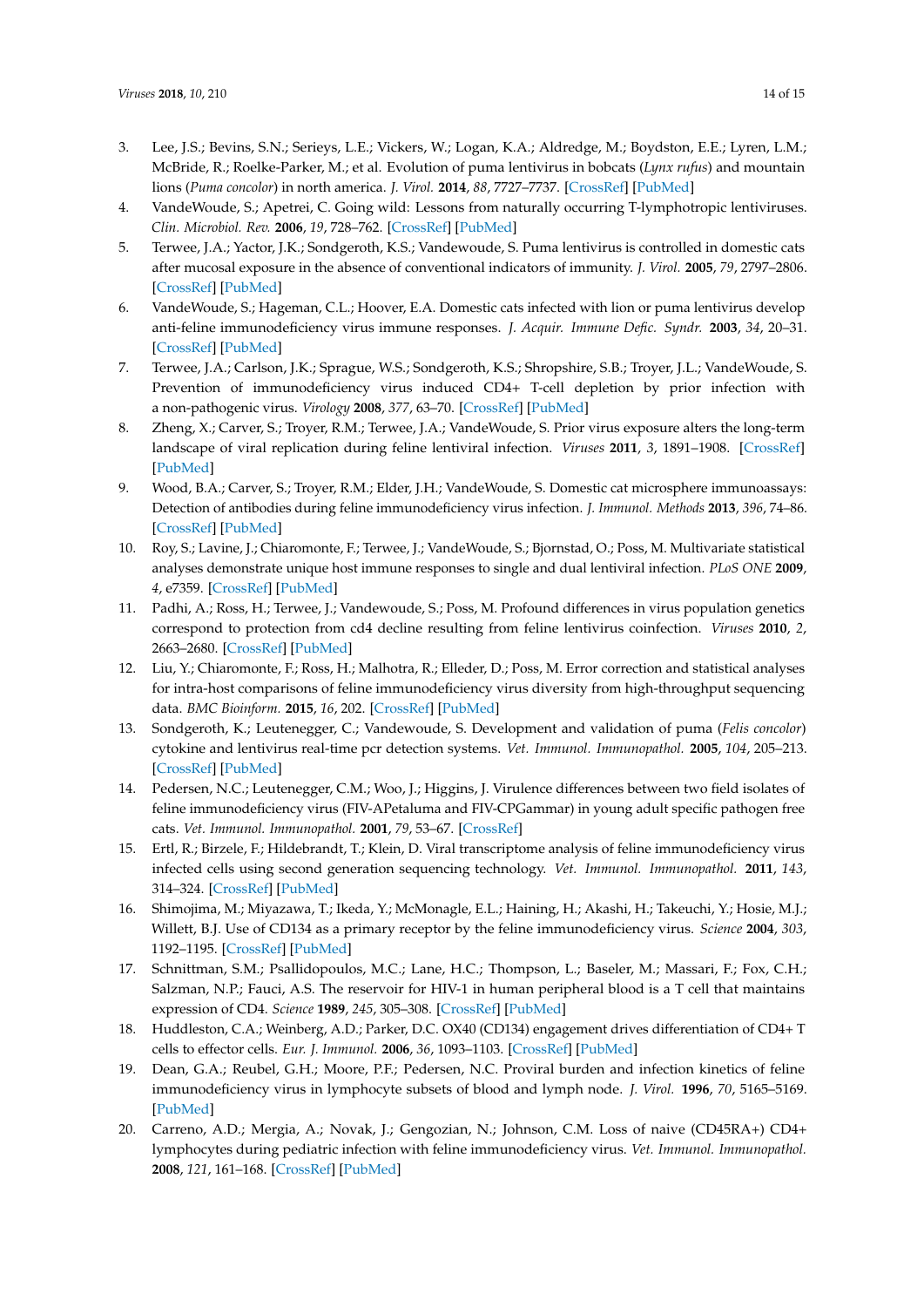3. Lee, J.S.; Bevins, S.N.; Serieys, L.E.; Vickers, W.; Logan, K.A.; Aldredge, M.; Boydston, E.E.; Lyren, L.M.; McBride, R.; Roelke-Parker, M.; et al. Evolution of puma lentivirus in bobcats (*Lynx rufus*) and mountain lions (*Puma concolor*) in north america. *J. Virol.* **2014**, *88*, 7727–7737. [CrossRef] [PubMed]
4. VandeWoude, S.; Apetrei, C. Going wild: Lessons from naturally occurring T-lymphotropic lentiviruses. *Clin. Microbiol. Rev.* **2006**, *19*, 728–762. [CrossRef] [PubMed]
5. Terwee, J.A.; Yactor, J.K.; Sondgeroth, K.S.; Vandewoude, S. Puma lentivirus is controlled in domestic cats after mucosal exposure in the absence of conventional indicators of immunity. *J. Virol.* **2005**, *79*, 2797–2806. [CrossRef] [PubMed]
6. VandeWoude, S.; Hageman, C.L.; Hoover, E.A. Domestic cats infected with lion or puma lentivirus develop anti-feline immunodeficiency virus immune responses. *J. Acquir. Immune Defic. Syndr.* **2003**, *34*, 20–31. [CrossRef] [PubMed]
7. Terwee, J.A.; Carlson, J.K.; Sprague, W.S.; Sondgeroth, K.S.; Shropshire, S.B.; Troyer, J.L.; VandeWoude, S. Prevention of immunodeficiency virus induced CD4+ T-cell depletion by prior infection with a non-pathogenic virus. *Virology* **2008**, *377*, 63–70. [CrossRef] [PubMed]
8. Zheng, X.; Carver, S.; Troyer, R.M.; Terwee, J.A.; VandeWoude, S. Prior virus exposure alters the long-term landscape of viral replication during feline lentiviral infection. *Viruses* **2011**, *3*, 1891–1908. [CrossRef] [PubMed]
9. Wood, B.A.; Carver, S.; Troyer, R.M.; Elder, J.H.; VandeWoude, S. Domestic cat microsphere immunoassays: Detection of antibodies during feline immunodeficiency virus infection. *J. Immunol. Methods* **2013**, *396*, 74–86. [CrossRef] [PubMed]
10. Roy, S.; Lavine, J.; Chiaromonte, F.; Terwee, J.; VandeWoude, S.; Bjornstad, O.; Poss, M. Multivariate statistical analyses demonstrate unique host immune responses to single and dual lentiviral infection. *PLoS ONE* **2009**, *4*, e7359. [CrossRef] [PubMed]
11. Padhi, A.; Ross, H.; Terwee, J.; Vandewoude, S.; Poss, M. Profound differences in virus population genetics correspond to protection from cd4 decline resulting from feline lentivirus coinfection. *Viruses* **2010**, *2*, 2663–2680. [CrossRef] [PubMed]
12. Liu, Y.; Chiaromonte, F.; Ross, H.; Malhotra, R.; Elleder, D.; Poss, M. Error correction and statistical analyses for intra-host comparisons of feline immunodeficiency virus diversity from high-throughput sequencing data. *BMC Bioinform.* **2015**, *16*, 202. [CrossRef] [PubMed]
13. Sondgeroth, K.; Leutenegger, C.; Vandewoude, S. Development and validation of puma (*Felis concolor*) cytokine and lentivirus real-time pcr detection systems. *Vet. Immunol. Immunopathol.* **2005**, *104*, 205–213. [CrossRef] [PubMed]
14. Pedersen, N.C.; Leutenegger, C.M.; Woo, J.; Higgins, J. Virulence differences between two field isolates of feline immunodeficiency virus (FIV-APetaluma and FIV-CPGammar) in young adult specific pathogen free cats. *Vet. Immunol. Immunopathol.* **2001**, *79*, 53–67. [CrossRef]
15. Ertl, R.; Birzele, F.; Hildebrandt, T.; Klein, D. Viral transcriptome analysis of feline immunodeficiency virus infected cells using second generation sequencing technology. *Vet. Immunol. Immunopathol.* **2011**, *143*, 314–324. [CrossRef] [PubMed]
16. Shimojima, M.; Miyazawa, T.; Ikeda, Y.; McMonagle, E.L.; Haining, H.; Akashi, H.; Takeuchi, Y.; Hosie, M.J.; Willett, B.J. Use of CD134 as a primary receptor by the feline immunodeficiency virus. *Science* **2004**, *303*, 1192–1195. [CrossRef] [PubMed]
17. Schnittman, S.M.; Psallidopoulos, M.C.; Lane, H.C.; Thompson, L.; Baseler, M.; Massari, F.; Fox, C.H.; Salzman, N.P.; Fauci, A.S. The reservoir for HIV-1 in human peripheral blood is a T cell that maintains expression of CD4. *Science* **1989**, *245*, 305–308. [CrossRef] [PubMed]
18. Huddleston, C.A.; Weinberg, A.D.; Parker, D.C. OX40 (CD134) engagement drives differentiation of CD4+ T cells to effector cells. *Eur. J. Immunol.* **2006**, *36*, 1093–1103. [CrossRef] [PubMed]
19. Dean, G.A.; Reubel, G.H.; Moore, P.F.; Pedersen, N.C. Proviral burden and infection kinetics of feline immunodeficiency virus in lymphocyte subsets of blood and lymph node. *J. Virol.* **1996**, *70*, 5165–5169. [PubMed]
20. Carreno, A.D.; Mergia, A.; Novak, J.; Gengozian, N.; Johnson, C.M. Loss of naive (CD45RA+) CD4+ lymphocytes during pediatric infection with feline immunodeficiency virus. *Vet. Immunol. Immunopathol.* **2008**, *121*, 161–168. [CrossRef] [PubMed]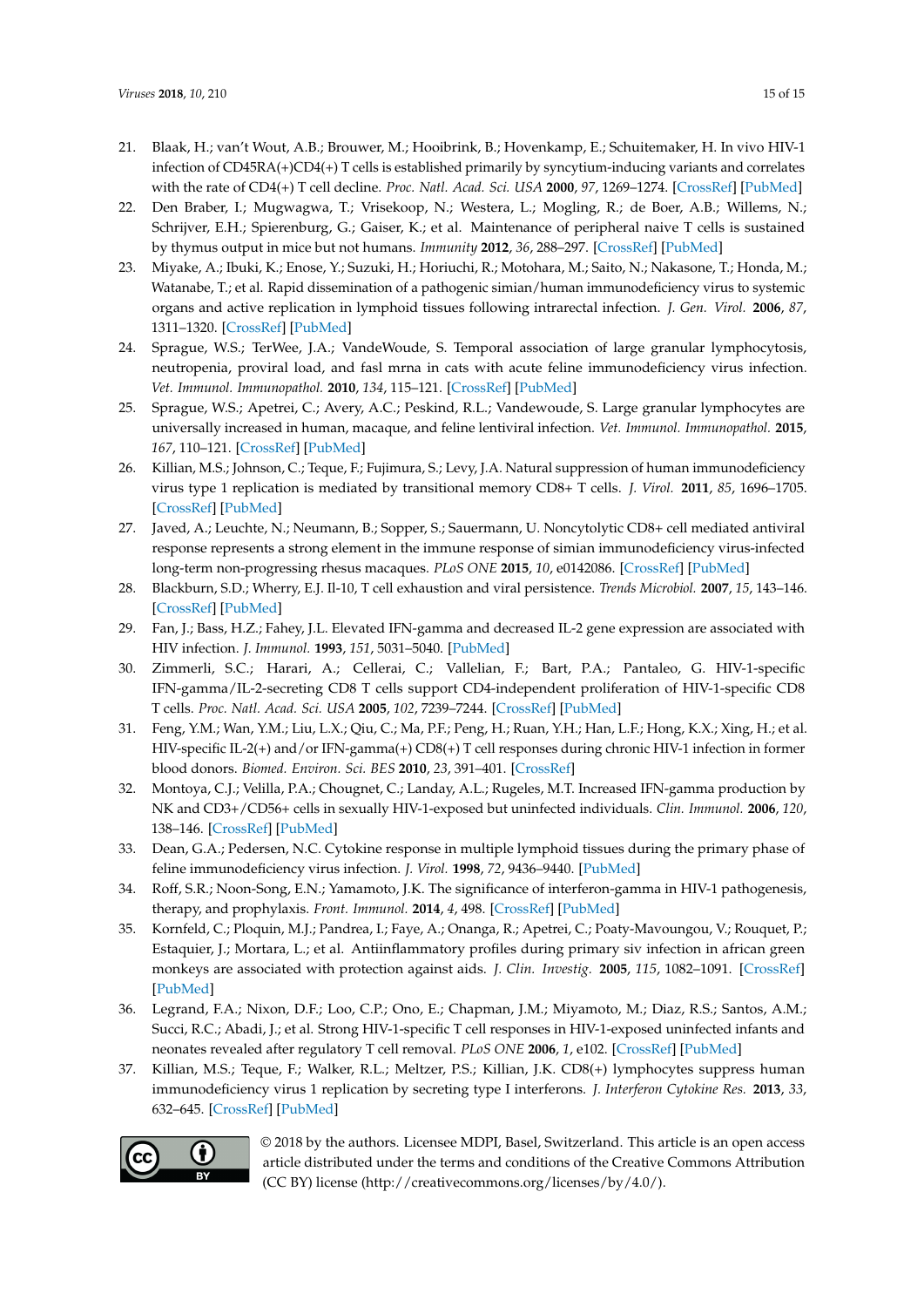21. Blaak, H.; van't Wout, A.B.; Brouwer, M.; Hooibrink, B.; Hovenkamp, E.; Schuitemaker, H. In vivo HIV-1 infection of CD45RA(+)CD4(+) T cells is established primarily by syncytium-inducing variants and correlates with the rate of CD4(+) T cell decline. *Proc. Natl. Acad. Sci. USA* **2000**, *97*, 1269–1274. [CrossRef] [PubMed]
22. Den Braber, I.; Mugwagwa, T.; Vrisekoop, N.; Westera, L.; Mogling, R.; de Boer, A.B.; Willems, N.; Schrijver, E.H.; Spierenburg, G.; Gaiser, K.; et al. Maintenance of peripheral naive T cells is sustained by thymus output in mice but not humans. *Immunity* **2012**, *36*, 288–297. [CrossRef] [PubMed]
23. Miyake, A.; Ibuki, K.; Enose, Y.; Suzuki, H.; Horiuchi, R.; Motohara, M.; Saito, N.; Nakasone, T.; Honda, M.; Watanabe, T.; et al. Rapid dissemination of a pathogenic simian/human immunodeficiency virus to systemic organs and active replication in lymphoid tissues following intrarectal infection. *J. Gen. Virol.* **2006**, *87*, 1311–1320. [CrossRef] [PubMed]
24. Sprague, W.S.; TerWee, J.A.; VandeWoude, S. Temporal association of large granular lymphocytosis, neutropenia, proviral load, and fasl mrna in cats with acute feline immunodeficiency virus infection. *Vet. Immunol. Immunopathol.* **2010**, *134*, 115–121. [CrossRef] [PubMed]
25. Sprague, W.S.; Apetrei, C.; Avery, A.C.; Peskind, R.L.; Vandewoude, S. Large granular lymphocytes are universally increased in human, macaque, and feline lentiviral infection. *Vet. Immunol. Immunopathol.* **2015**, *167*, 110–121. [CrossRef] [PubMed]
26. Killian, M.S.; Johnson, C.; Teque, F.; Fujimura, S.; Levy, J.A. Natural suppression of human immunodeficiency virus type 1 replication is mediated by transitional memory CD8+ T cells. *J. Virol.* **2011**, *85*, 1696–1705. [CrossRef] [PubMed]
27. Javed, A.; Leuchte, N.; Neumann, B.; Sopper, S.; Sauermann, U. Noncytolytic CD8+ cell mediated antiviral response represents a strong element in the immune response of simian immunodeficiency virus-infected long-term non-progressing rhesus macaques. *PLoS ONE* **2015**, *10*, e0142086. [CrossRef] [PubMed]
28. Blackburn, S.D.; Wherry, E.J. Il-10, T cell exhaustion and viral persistence. *Trends Microbiol.* **2007**, *15*, 143–146. [CrossRef] [PubMed]
29. Fan, J.; Bass, H.Z.; Fahey, J.L. Elevated IFN-gamma and decreased IL-2 gene expression are associated with HIV infection. *J. Immunol.* **1993**, *151*, 5031–5040. [PubMed]
30. Zimmerli, S.C.; Harari, A.; Cellerai, C.; Vallelian, F.; Bart, P.A.; Pantaleo, G. HIV-1-specific IFN-gamma/IL-2-secreting CD8 T cells support CD4-independent proliferation of HIV-1-specific CD8 T cells. *Proc. Natl. Acad. Sci. USA* **2005**, *102*, 7239–7244. [CrossRef] [PubMed]
31. Feng, Y.M.; Wan, Y.M.; Liu, L.X.; Qiu, C.; Ma, P.F.; Peng, H.; Ruan, Y.H.; Han, L.F.; Hong, K.X.; Xing, H.; et al. HIV-specific IL-2(+) and/or IFN-gamma(+) CD8(+) T cell responses during chronic HIV-1 infection in former blood donors. *Biomed. Environ. Sci. BES* **2010**, *23*, 391–401. [CrossRef]
32. Montoya, C.J.; Velilla, P.A.; Chougnet, C.; Landay, A.L.; Rugeles, M.T. Increased IFN-gamma production by NK and CD3+/CD56+ cells in sexually HIV-1-exposed but uninfected individuals. *Clin. Immunol.* **2006**, *120*, 138–146. [CrossRef] [PubMed]
33. Dean, G.A.; Pedersen, N.C. Cytokine response in multiple lymphoid tissues during the primary phase of feline immunodeficiency virus infection. *J. Virol.* **1998**, *72*, 9436–9440. [PubMed]
34. Roff, S.R.; Noon-Song, E.N.; Yamamoto, J.K. The significance of interferon-gamma in HIV-1 pathogenesis, therapy, and prophylaxis. *Front. Immunol.* **2014**, *4*, 498. [CrossRef] [PubMed]
35. Kornfeld, C.; Ploquin, M.J.; Pandrea, I.; Faye, A.; Onanga, R.; Apetrei, C.; Poaty-Mavoungou, V.; Rouquet, P.; Estaquier, J.; Mortara, L.; et al. Antiinflammatory profiles during primary siv infection in african green monkeys are associated with protection against aids. *J. Clin. Investig.* **2005**, *115*, 1082–1091. [CrossRef] [PubMed]
36. Legrand, F.A.; Nixon, D.F.; Loo, C.P.; Ono, E.; Chapman, J.M.; Miyamoto, M.; Diaz, R.S.; Santos, A.M.; Succi, R.C.; Abadi, J.; et al. Strong HIV-1-specific T cell responses in HIV-1-exposed uninfected infants and neonates revealed after regulatory T cell removal. *PLoS ONE* **2006**, *1*, e102. [CrossRef] [PubMed]
37. Killian, M.S.; Teque, F.; Walker, R.L.; Meltzer, P.S.; Killian, J.K. CD8(+) lymphocytes suppress human immunodeficiency virus 1 replication by secreting type I interferons. *J. Interferon Cytokine Res.* **2013**, *33*, 632–645. [CrossRef] [PubMed]

© 2018 by the authors. Licensee MDPI, Basel, Switzerland. This article is an open access article distributed under the terms and conditions of the Creative Commons Attribution (CC BY) license (http://creativecommons.org/licenses/by/4.0/).